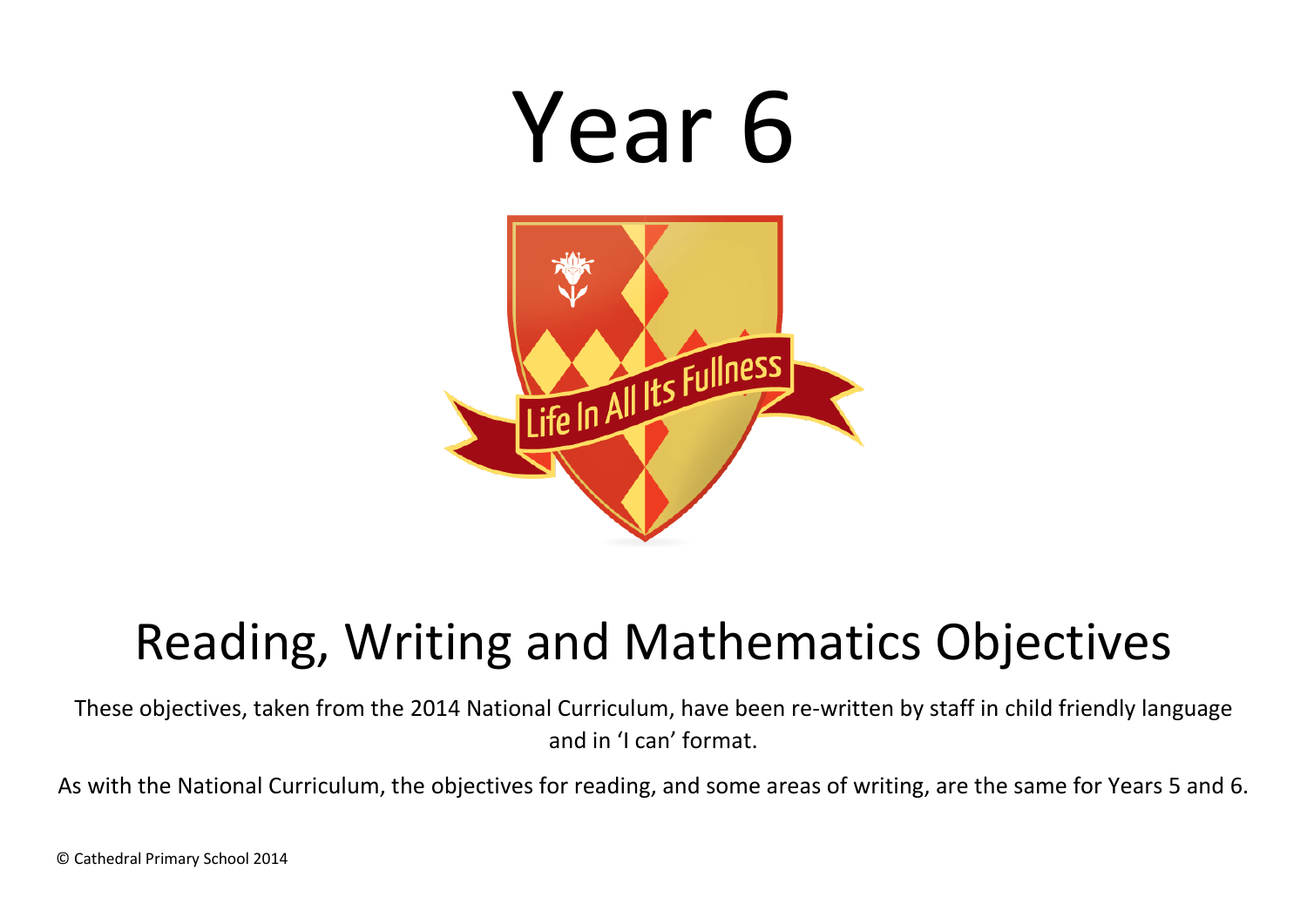# Year 6

Life In All Its Fullness

## Reading, Writing and Mathematics Objectives

These objectives, taken from the 2014 National Curriculum, have been re-written by staff in child friendly language and in 'I can' format.

As with the National Curriculum, the objectives for reading, and some areas of writing, are the same for Years 5 and 6.

© Cathedral Primary School 2014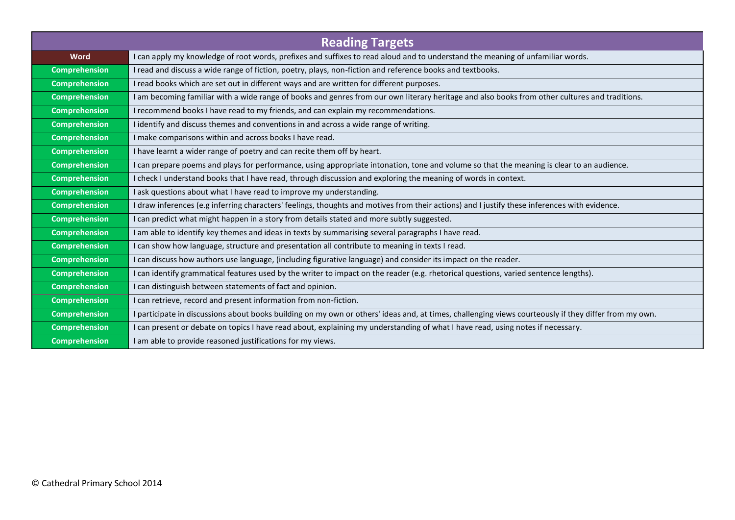| Reading Targets | |
|---|---|
| Word | I can apply my knowledge of root words, prefixes and suffixes to read aloud and to understand the meaning of unfamiliar words. |
| Comprehension | I read and discuss a wide range of fiction, poetry, plays, non-fiction and reference books and textbooks. |
| Comprehension | I read books which are set out in different ways and are written for different purposes. |
| Comprehension | I am becoming familiar with a wide range of books and genres from our own literary heritage and also books from other cultures and traditions. |
| Comprehension | I recommend books I have read to my friends, and can explain my recommendations. |
| Comprehension | I identify and discuss themes and conventions in and across a wide range of writing. |
| Comprehension | I make comparisons within and across books I have read. |
| Comprehension | I have learnt a wider range of poetry and can recite them off by heart. |
| Comprehension | I can prepare poems and plays for performance, using appropriate intonation, tone and volume so that the meaning is clear to an audience. |
| Comprehension | I check I understand books that I have read, through discussion and exploring the meaning of words in context. |
| Comprehension | I ask questions about what I have read to improve my understanding. |
| Comprehension | I draw inferences (e.g inferring characters' feelings, thoughts and motives from their actions) and I justify these inferences with evidence. |
| Comprehension | I can predict what might happen in a story from details stated and more subtly suggested. |
| Comprehension | I am able to identify key themes and ideas in texts by summarising several paragraphs I have read. |
| Comprehension | I can show how language, structure and presentation all contribute to meaning in texts I read. |
| Comprehension | I can discuss how authors use language, (including figurative language) and consider its impact on the reader. |
| Comprehension | I can identify grammatical features used by the writer to impact on the reader (e.g. rhetorical questions, varied sentence lengths). |
| Comprehension | I can distinguish between statements of fact and opinion. |
| Comprehension | I can retrieve, record and present information from non-fiction. |
| Comprehension | I participate in discussions about books building on my own or others' ideas and, at times, challenging views courteously if they differ from my own. |
| Comprehension | I can present or debate on topics I have read about, explaining my understanding of what I have read, using notes if necessary. |
| Comprehension | I am able to provide reasoned justifications for my views. |

© Cathedral Primary School 2014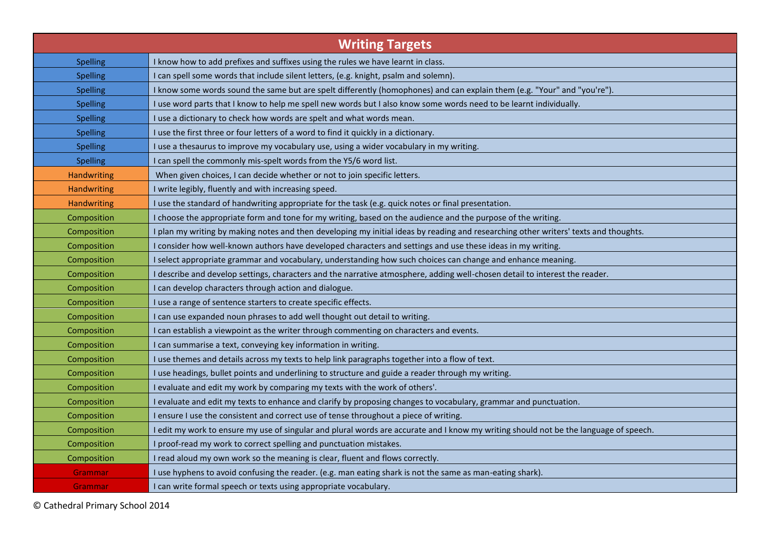| Writing Targets | |
|---|---|
| Spelling | I know how to add prefixes and suffixes using the rules we have learnt in class. |
| Spelling | I can spell some words that include silent letters, (e.g. knight, psalm and solemn). |
| Spelling | I know some words sound the same but are spelt differently (homophones) and can explain them (e.g. "Your" and "you're"). |
| Spelling | I use word parts that I know to help me spell new words but I also know some words need to be learnt individually. |
| Spelling | I use a dictionary to check how words are spelt and what words mean. |
| Spelling | I use the first three or four letters of a word to find it quickly in a dictionary. |
| Spelling | I use a thesaurus to improve my vocabulary use, using a wider vocabulary in my writing. |
| Spelling | I can spell the commonly mis-spelt words from the Y5/6 word list. |
| Handwriting | When given choices, I can decide whether or not to join specific letters. |
| Handwriting | I write legibly, fluently and with increasing speed. |
| Handwriting | I use the standard of handwriting appropriate for the task (e.g. quick notes or final presentation. |
| Composition | I choose the appropriate form and tone for my writing, based on the audience and the purpose of the writing. |
| Composition | I plan my writing by making notes and then developing my initial ideas by reading and researching other writers' texts and thoughts. |
| Composition | I consider how well-known authors have developed characters and settings and use these ideas in my writing. |
| Composition | I select appropriate grammar and vocabulary, understanding how such choices can change and enhance meaning. |
| Composition | I describe and develop settings, characters and the narrative atmosphere, adding well-chosen detail to interest the reader. |
| Composition | I can develop characters through action and dialogue. |
| Composition | I use a range of sentence starters to create specific effects. |
| Composition | I can use expanded noun phrases to add well thought out detail to writing. |
| Composition | I can establish a viewpoint as the writer through commenting on characters and events. |
| Composition | I can summarise a text, conveying key information in writing. |
| Composition | I use themes and details across my texts to help link paragraphs together into a flow of text. |
| Composition | I use headings, bullet points and underlining to structure and guide a reader through my writing. |
| Composition | I evaluate and edit my work by comparing my texts with the work of others'. |
| Composition | I evaluate and edit my texts to enhance and clarify by proposing changes to vocabulary, grammar and punctuation. |
| Composition | I ensure I use the consistent and correct use of tense throughout a piece of writing. |
| Composition | I edit my work to ensure my use of singular and plural words are accurate and I know my writing should not be the language of speech. |
| Composition | I proof-read my work to correct spelling and punctuation mistakes. |
| Composition | I read aloud my own work so the meaning is clear, fluent and flows correctly. |
| Grammar | I use hyphens to avoid confusing the reader. (e.g. man eating shark is not the same as man-eating shark). |
| Grammar | I can write formal speech or texts using appropriate vocabulary. |

© Cathedral Primary School 2014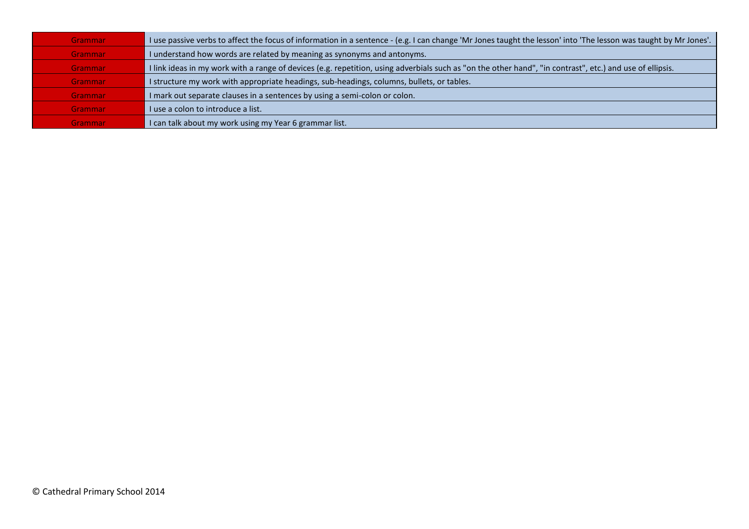| Grammar | I use passive verbs to affect the focus of information in a sentence - (e.g. I can change 'Mr Jones taught the lesson' into 'The lesson was taught by Mr Jones'. |
|---|---|
| Grammar | I understand how words are related by meaning as synonyms and antonyms. |
| Grammar | I link ideas in my work with a range of devices (e.g. repetition, using adverbials such as "on the other hand", "in contrast", etc.) and use of ellipsis. |
| Grammar | I structure my work with appropriate headings, sub-headings, columns, bullets, or tables. |
| Grammar | I mark out separate clauses in a sentences by using a semi-colon or colon. |
| Grammar | I use a colon to introduce a list. |
| Grammar | I can talk about my work using my Year 6 grammar list. |

© Cathedral Primary School 2014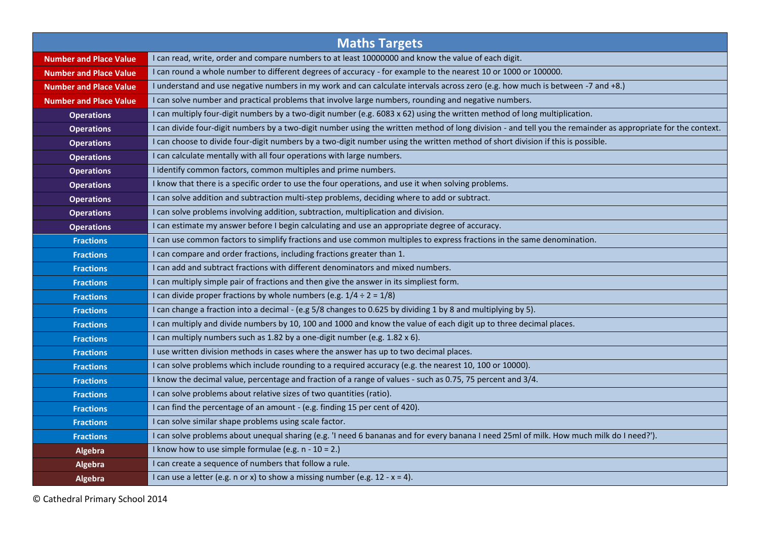| Maths Targets | |
|---|---|
| Number and Place Value | I can read, write, order and compare numbers to at least 10000000 and know the value of each digit. |
| Number and Place Value | I can round a whole number to different degrees of accuracy - for example to the nearest 10 or 1000 or 100000. |
| Number and Place Value | I understand and use negative numbers in my work and can calculate intervals across zero (e.g. how much is between -7 and +8.) |
| Number and Place Value | I can solve number and practical problems that involve large numbers, rounding and negative numbers. |
| Operations | I can multiply four-digit numbers by a two-digit number (e.g. 6083 x 62) using the written method of long multiplication. |
| Operations | I can divide four-digit numbers by a two-digit number using the written method of long division - and tell you the remainder as appropriate for the context. |
| Operations | I can choose to divide four-digit numbers by a two-digit number using the written method of short division if this is possible. |
| Operations | I can calculate mentally with all four operations with large numbers. |
| Operations | I identify common factors, common multiples and prime numbers. |
| Operations | I know that there is a specific order to use the four operations, and use it when solving problems. |
| Operations | I can solve addition and subtraction multi-step problems, deciding where to add or subtract. |
| Operations | I can solve problems involving addition, subtraction, multiplication and division. |
| Operations | I can estimate my answer before I begin calculating and use an appropriate degree of accuracy. |
| Fractions | I can use common factors to simplify fractions and use common multiples to express fractions in the same denomination. |
| Fractions | I can compare and order fractions, including fractions greater than 1. |
| Fractions | I can add and subtract fractions with different denominators and mixed numbers. |
| Fractions | I can multiply simple pair of fractions and then give the answer in its simpliest form. |
| Fractions | I can divide proper fractions by whole numbers (e.g. 1/4 ÷ 2 = 1/8) |
| Fractions | I can change a fraction into a decimal - (e.g 5/8 changes to 0.625 by dividing 1 by 8 and multiplying by 5). |
| Fractions | I can multiply and divide numbers by 10, 100 and 1000 and know the value of each digit up to three decimal places. |
| Fractions | I can multiply numbers such as 1.82 by a one-digit number (e.g. 1.82 x 6). |
| Fractions | I use written division methods in cases where the answer has up to two decimal places. |
| Fractions | I can solve problems which include rounding to a required accuracy (e.g. the nearest 10, 100 or 10000). |
| Fractions | I know the decimal value, percentage and fraction of a range of values - such as 0.75, 75 percent and 3/4. |
| Fractions | I can solve problems about relative sizes of two quantities (ratio). |
| Fractions | I can find the percentage of an amount - (e.g. finding 15 per cent of 420). |
| Fractions | I can solve similar shape problems using scale factor. |
| Fractions | I can solve problems about unequal sharing (e.g. 'I need 6 bananas and for every banana I need 25ml of milk. How much milk do I need?'). |
| Algebra | I know how to use simple formulae (e.g. n - 10 = 2.) |
| Algebra | I can create a sequence of numbers that follow a rule. |
| Algebra | I can use a letter (e.g. n or x) to show a missing number (e.g. 12 - x = 4). |

© Cathedral Primary School 2014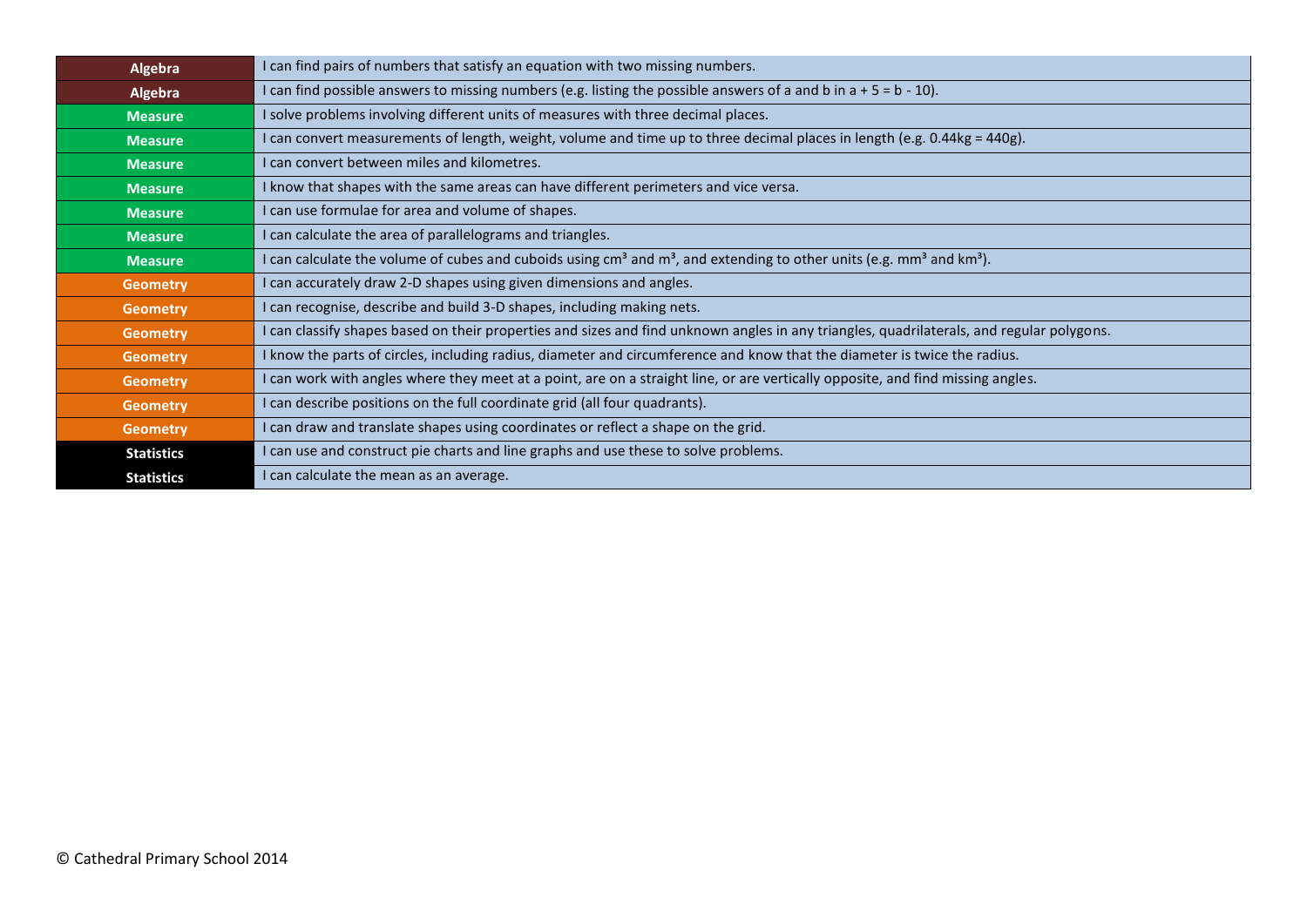| | |
|---|---|
| **Algebra** | I can find pairs of numbers that satisfy an equation with two missing numbers. |
| **Algebra** | I can find possible answers to missing numbers (e.g. listing the possible answers of a and b in $a + 5 = b - 10$). |
| **Measure** | I solve problems involving different units of measures with three decimal places. |
| **Measure** | I can convert measurements of length, weight, volume and time up to three decimal places in length (e.g. 0.44kg = 440g). |
| **Measure** | I can convert between miles and kilometres. |
| **Measure** | I know that shapes with the same areas can have different perimeters and vice versa. |
| **Measure** | I can use formulae for area and volume of shapes. |
| **Measure** | I can calculate the area of parallelograms and triangles. |
| **Measure** | I can calculate the volume of cubes and cuboids using $cm^3$ and $m^3$, and extending to other units (e.g. $mm^3$ and $km^3$). |
| **Geometry** | I can accurately draw 2-D shapes using given dimensions and angles. |
| **Geometry** | I can recognise, describe and build 3-D shapes, including making nets. |
| **Geometry** | I can classify shapes based on their properties and sizes and find unknown angles in any triangles, quadrilaterals, and regular polygons. |
| **Geometry** | I know the parts of circles, including radius, diameter and circumference and know that the diameter is twice the radius. |
| **Geometry** | I can work with angles where they meet at a point, are on a straight line, or are vertically opposite, and find missing angles. |
| **Geometry** | I can describe positions on the full coordinate grid (all four quadrants). |
| **Geometry** | I can draw and translate shapes using coordinates or reflect a shape on the grid. |
| **Statistics** | I can use and construct pie charts and line graphs and use these to solve problems. |
| **Statistics** | I can calculate the mean as an average. |

© Cathedral Primary School 2014